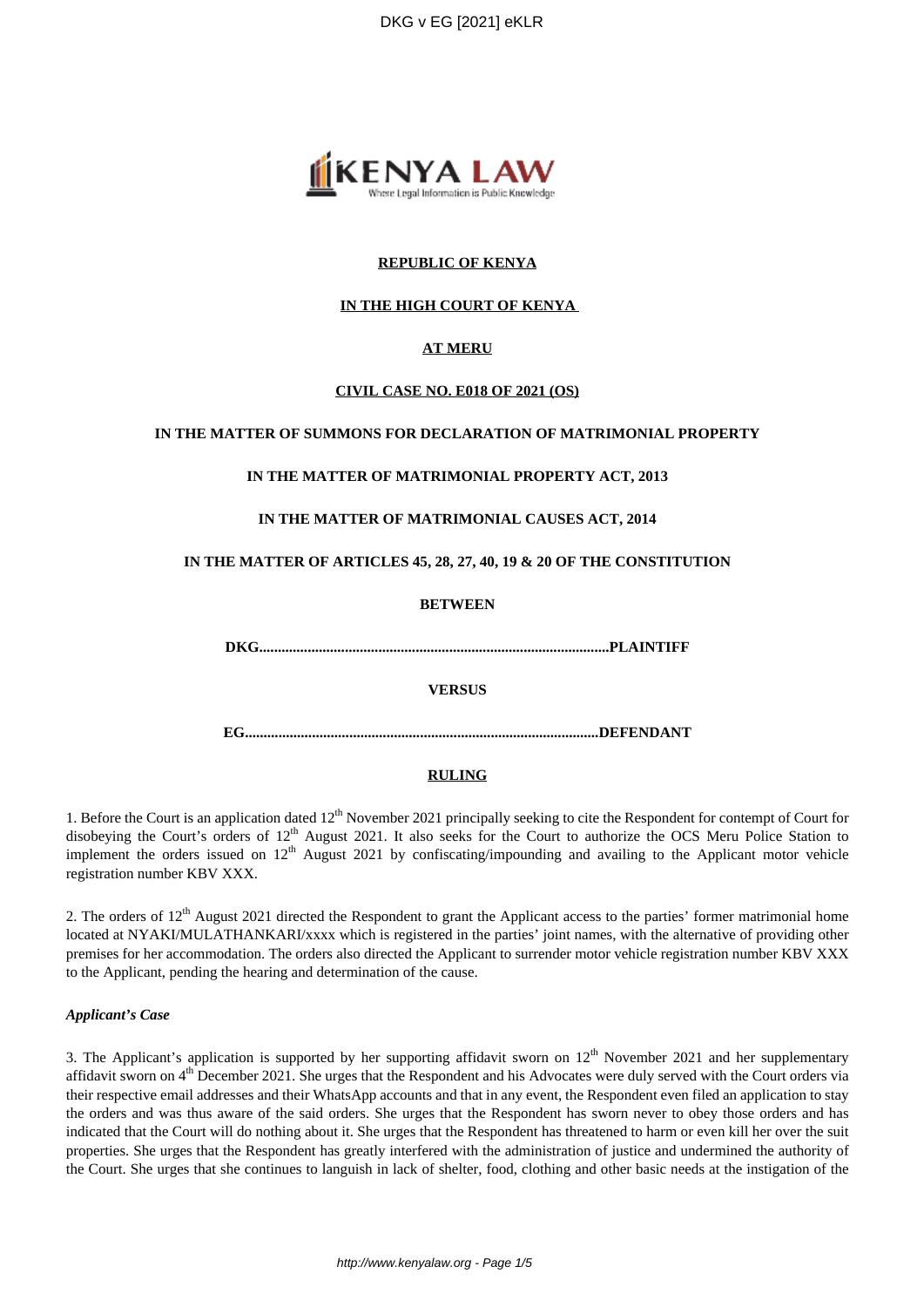**REPUBLIC OF KENYA**

**IN THE HIGH COURT OF KENYA**

**AT MERU**

**CIVIL CASE NO. E018 OF 2021 (OS)**

**IN THE MATTER OF SUMMONS FOR DECLARATION OF MATRIMONIAL PROPERTY**

**IN THE MATTER OF MATRIMONIAL PROPERTY ACT, 2013**

**IN THE MATTER OF MATRIMONIAL CAUSES ACT, 2014**

**IN THE MATTER OF ARTICLES 45, 28, 27, 40, 19 & 20 OF THE CONSTITUTION**

**BETWEEN**

**DKG..........................................................................................PLAINTIFF**

**VERSUS**

**EG............................................................................................DEFENDANT**

**RULING**

1. Before the Court is an application dated 12th November 2021 principally seeking to cite the Respondent for contempt of Court for disobeying the Court's orders of 12th August 2021. It also seeks for the Court to authorize the OCS Meru Police Station to implement the orders issued on 12th August 2021 by confiscating/impounding and availing to the Applicant motor vehicle registration number KBV XXX.

2. The orders of 12th August 2021 directed the Respondent to grant the Applicant access to the parties' former matrimonial home located at NYAKI/MULATHANKARI/xxxx which is registered in the parties' joint names, with the alternative of providing other premises for her accommodation. The orders also directed the Applicant to surrender motor vehicle registration number KBV XXX to the Applicant, pending the hearing and determination of the cause.

***Applicant's Case***

3. The Applicant's application is supported by her supporting affidavit sworn on 12th November 2021 and her supplementary affidavit sworn on 4th December 2021. She urges that the Respondent and his Advocates were duly served with the Court orders via their respective email addresses and their WhatsApp accounts and that in any event, the Respondent even filed an application to stay the orders and was thus aware of the said orders. She urges that the Respondent has sworn never to obey those orders and has indicated that the Court will do nothing about it. She urges that the Respondent has threatened to harm or even kill her over the suit properties. She urges that the Respondent has greatly interfered with the administration of justice and undermined the authority of the Court. She urges that she continues to languish in lack of shelter, food, clothing and other basic needs at the instigation of the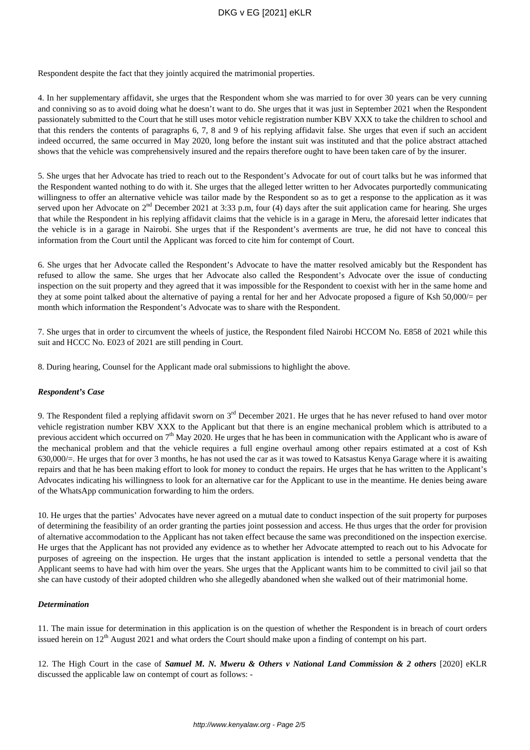Respondent despite the fact that they jointly acquired the matrimonial properties.

4. In her supplementary affidavit, she urges that the Respondent whom she was married to for over 30 years can be very cunning and conniving so as to avoid doing what he doesn't want to do. She urges that it was just in September 2021 when the Respondent passionately submitted to the Court that he still uses motor vehicle registration number KBV XXX to take the children to school and that this renders the contents of paragraphs 6, 7, 8 and 9 of his replying affidavit false. She urges that even if such an accident indeed occurred, the same occurred in May 2020, long before the instant suit was instituted and that the police abstract attached shows that the vehicle was comprehensively insured and the repairs therefore ought to have been taken care of by the insurer.

5. She urges that her Advocate has tried to reach out to the Respondent's Advocate for out of court talks but he was informed that the Respondent wanted nothing to do with it. She urges that the alleged letter written to her Advocates purportedly communicating willingness to offer an alternative vehicle was tailor made by the Respondent so as to get a response to the application as it was served upon her Advocate on 2nd December 2021 at 3:33 p.m, four (4) days after the suit application came for hearing. She urges that while the Respondent in his replying affidavit claims that the vehicle is in a garage in Meru, the aforesaid letter indicates that the vehicle is in a garage in Nairobi. She urges that if the Respondent's averments are true, he did not have to conceal this information from the Court until the Applicant was forced to cite him for contempt of Court.

6. She urges that her Advocate called the Respondent's Advocate to have the matter resolved amicably but the Respondent has refused to allow the same. She urges that her Advocate also called the Respondent's Advocate over the issue of conducting inspection on the suit property and they agreed that it was impossible for the Respondent to coexist with her in the same home and they at some point talked about the alternative of paying a rental for her and her Advocate proposed a figure of Ksh 50,000/= per month which information the Respondent's Advocate was to share with the Respondent.

7. She urges that in order to circumvent the wheels of justice, the Respondent filed Nairobi HCCOM No. E858 of 2021 while this suit and HCCC No. E023 of 2021 are still pending in Court.

8. During hearing, Counsel for the Applicant made oral submissions to highlight the above.

***Respondent's Case***

9. The Respondent filed a replying affidavit sworn on 3rd December 2021. He urges that he has never refused to hand over motor vehicle registration number KBV XXX to the Applicant but that there is an engine mechanical problem which is attributed to a previous accident which occurred on 7th May 2020. He urges that he has been in communication with the Applicant who is aware of the mechanical problem and that the vehicle requires a full engine overhaul among other repairs estimated at a cost of Ksh 630,000/=. He urges that for over 3 months, he has not used the car as it was towed to Katsastus Kenya Garage where it is awaiting repairs and that he has been making effort to look for money to conduct the repairs. He urges that he has written to the Applicant's Advocates indicating his willingness to look for an alternative car for the Applicant to use in the meantime. He denies being aware of the WhatsApp communication forwarding to him the orders.

10. He urges that the parties' Advocates have never agreed on a mutual date to conduct inspection of the suit property for purposes of determining the feasibility of an order granting the parties joint possession and access. He thus urges that the order for provision of alternative accommodation to the Applicant has not taken effect because the same was preconditioned on the inspection exercise. He urges that the Applicant has not provided any evidence as to whether her Advocate attempted to reach out to his Advocate for purposes of agreeing on the inspection. He urges that the instant application is intended to settle a personal vendetta that the Applicant seems to have had with him over the years. She urges that the Applicant wants him to be committed to civil jail so that she can have custody of their adopted children who she allegedly abandoned when she walked out of their matrimonial home.

***Determination***

11. The main issue for determination in this application is on the question of whether the Respondent is in breach of court orders issued herein on 12th August 2021 and what orders the Court should make upon a finding of contempt on his part.

12. The High Court in the case of ***Samuel M. N. Mweru & Others v National Land Commission & 2 others*** [2020] eKLR discussed the applicable law on contempt of court as follows: -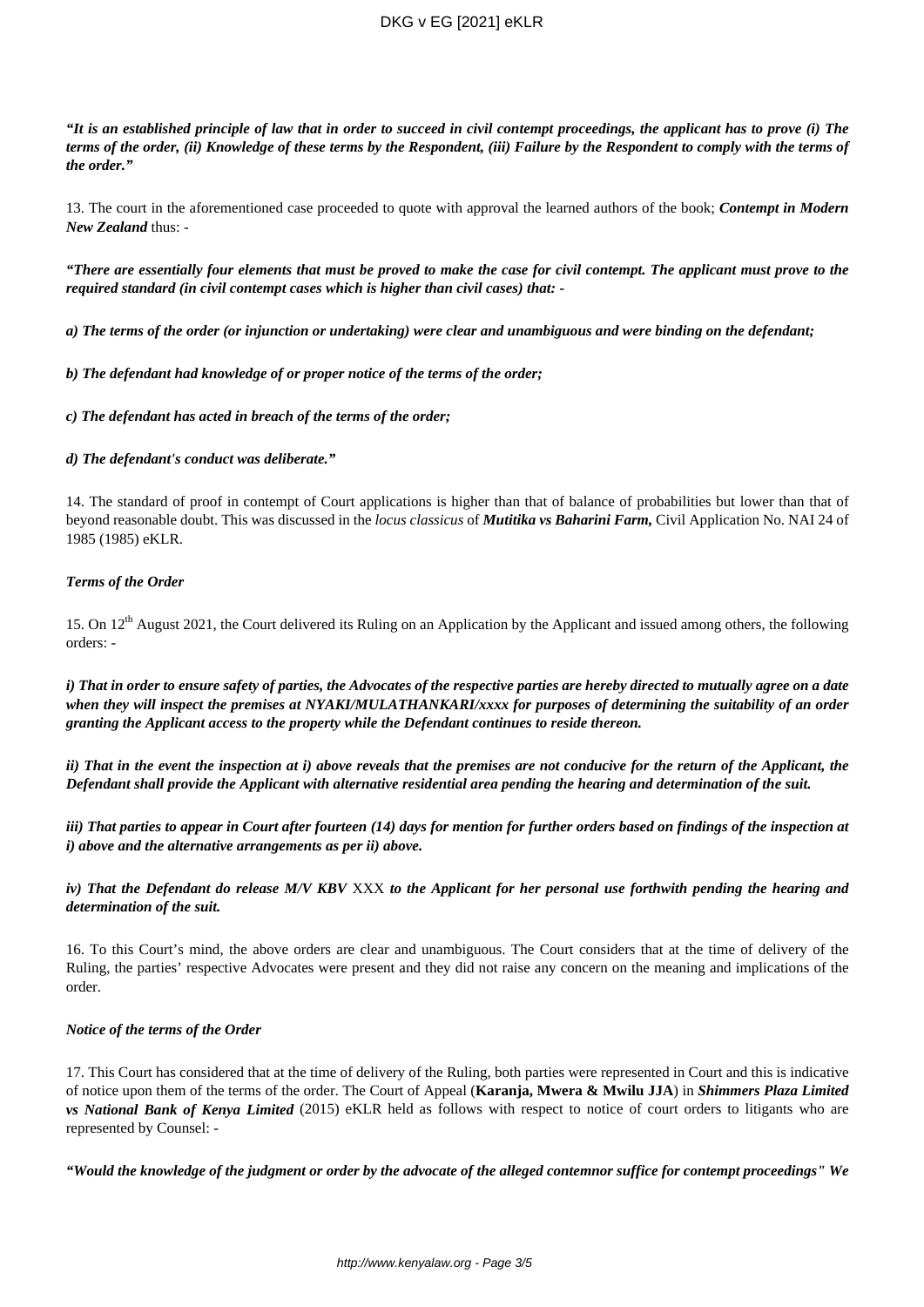***"It is an established principle of law that in order to succeed in civil contempt proceedings, the applicant has to prove (i) The terms of the order, (ii) Knowledge of these terms by the Respondent, (iii) Failure by the Respondent to comply with the terms of the order."***

13. The court in the aforementioned case proceeded to quote with approval the learned authors of the book; ***Contempt in Modern New Zealand*** thus: -

***"There are essentially four elements that must be proved to make the case for civil contempt. The applicant must prove to the required standard (in civil contempt cases which is higher than civil cases) that: -***

***a) The terms of the order (or injunction or undertaking) were clear and unambiguous and were binding on the defendant;***

***b) The defendant had knowledge of or proper notice of the terms of the order;***

***c) The defendant has acted in breach of the terms of the order;***

***d) The defendant's conduct was deliberate."***

14. The standard of proof in contempt of Court applications is higher than that of balance of probabilities but lower than that of beyond reasonable doubt. This was discussed in the *locus classicus* of ***Mutitika vs Baharini Farm,*** Civil Application No. NAI 24 of 1985 (1985) eKLR.

***Terms of the Order***

15. On 12th August 2021, the Court delivered its Ruling on an Application by the Applicant and issued among others, the following orders: -

***i) That in order to ensure safety of parties, the Advocates of the respective parties are hereby directed to mutually agree on a date when they will inspect the premises at NYAKI/MULATHANKARI/xxxx for purposes of determining the suitability of an order granting the Applicant access to the property while the Defendant continues to reside thereon.***

***ii) That in the event the inspection at i) above reveals that the premises are not conducive for the return of the Applicant, the Defendant shall provide the Applicant with alternative residential area pending the hearing and determination of the suit.***

***iii) That parties to appear in Court after fourteen (14) days for mention for further orders based on findings of the inspection at i) above and the alternative arrangements as per ii) above.***

***iv) That the Defendant do release M/V KBV*** XXX ***to the Applicant for her personal use forthwith pending the hearing and determination of the suit.***

16. To this Court's mind, the above orders are clear and unambiguous. The Court considers that at the time of delivery of the Ruling, the parties' respective Advocates were present and they did not raise any concern on the meaning and implications of the order.

***Notice of the terms of the Order***

17. This Court has considered that at the time of delivery of the Ruling, both parties were represented in Court and this is indicative of notice upon them of the terms of the order. The Court of Appeal (**Karanja, Mwera & Mwilu JJA**) in ***Shimmers Plaza Limited vs National Bank of Kenya Limited*** (2015) eKLR held as follows with respect to notice of court orders to litigants who are represented by Counsel: -

***"Would the knowledge of the judgment or order by the advocate of the alleged contemnor suffice for contempt proceedings" We***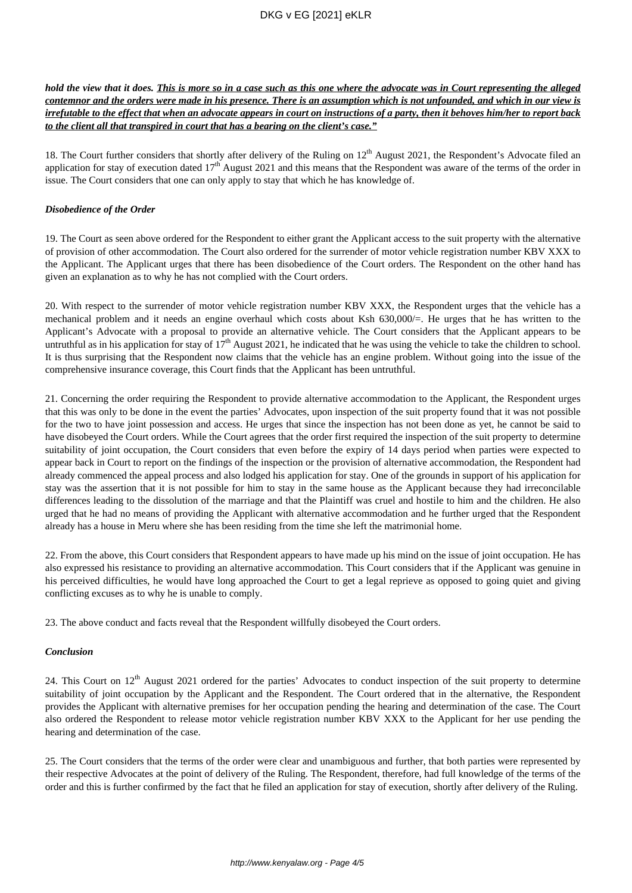***hold the view that it does. <u>This is more so in a case such as this one where the advocate was in Court representing the alleged contemnor and the orders were made in his presence. There is an assumption which is not unfounded, and which in our view is irrefutable to the effect that when an advocate appears in court on instructions of a party, then it behoves him/her to report back to the client all that transpired in court that has a bearing on the client's case."</u>***

18. The Court further considers that shortly after delivery of the Ruling on 12th August 2021, the Respondent's Advocate filed an application for stay of execution dated 17th August 2021 and this means that the Respondent was aware of the terms of the order in issue. The Court considers that one can only apply to stay that which he has knowledge of.

***Disobedience of the Order***

19. The Court as seen above ordered for the Respondent to either grant the Applicant access to the suit property with the alternative of provision of other accommodation. The Court also ordered for the surrender of motor vehicle registration number KBV XXX to the Applicant. The Applicant urges that there has been disobedience of the Court orders. The Respondent on the other hand has given an explanation as to why he has not complied with the Court orders.

20. With respect to the surrender of motor vehicle registration number KBV XXX, the Respondent urges that the vehicle has a mechanical problem and it needs an engine overhaul which costs about Ksh 630,000/=. He urges that he has written to the Applicant's Advocate with a proposal to provide an alternative vehicle. The Court considers that the Applicant appears to be untruthful as in his application for stay of 17th August 2021, he indicated that he was using the vehicle to take the children to school. It is thus surprising that the Respondent now claims that the vehicle has an engine problem. Without going into the issue of the comprehensive insurance coverage, this Court finds that the Applicant has been untruthful.

21. Concerning the order requiring the Respondent to provide alternative accommodation to the Applicant, the Respondent urges that this was only to be done in the event the parties' Advocates, upon inspection of the suit property found that it was not possible for the two to have joint possession and access. He urges that since the inspection has not been done as yet, he cannot be said to have disobeyed the Court orders. While the Court agrees that the order first required the inspection of the suit property to determine suitability of joint occupation, the Court considers that even before the expiry of 14 days period when parties were expected to appear back in Court to report on the findings of the inspection or the provision of alternative accommodation, the Respondent had already commenced the appeal process and also lodged his application for stay. One of the grounds in support of his application for stay was the assertion that it is not possible for him to stay in the same house as the Applicant because they had irreconcilable differences leading to the dissolution of the marriage and that the Plaintiff was cruel and hostile to him and the children. He also urged that he had no means of providing the Applicant with alternative accommodation and he further urged that the Respondent already has a house in Meru where she has been residing from the time she left the matrimonial home.

22. From the above, this Court considers that Respondent appears to have made up his mind on the issue of joint occupation. He has also expressed his resistance to providing an alternative accommodation. This Court considers that if the Applicant was genuine in his perceived difficulties, he would have long approached the Court to get a legal reprieve as opposed to going quiet and giving conflicting excuses as to why he is unable to comply.

23. The above conduct and facts reveal that the Respondent willfully disobeyed the Court orders.

***Conclusion***

24. This Court on 12th August 2021 ordered for the parties' Advocates to conduct inspection of the suit property to determine suitability of joint occupation by the Applicant and the Respondent. The Court ordered that in the alternative, the Respondent provides the Applicant with alternative premises for her occupation pending the hearing and determination of the case. The Court also ordered the Respondent to release motor vehicle registration number KBV XXX to the Applicant for her use pending the hearing and determination of the case.

25. The Court considers that the terms of the order were clear and unambiguous and further, that both parties were represented by their respective Advocates at the point of delivery of the Ruling. The Respondent, therefore, had full knowledge of the terms of the order and this is further confirmed by the fact that he filed an application for stay of execution, shortly after delivery of the Ruling.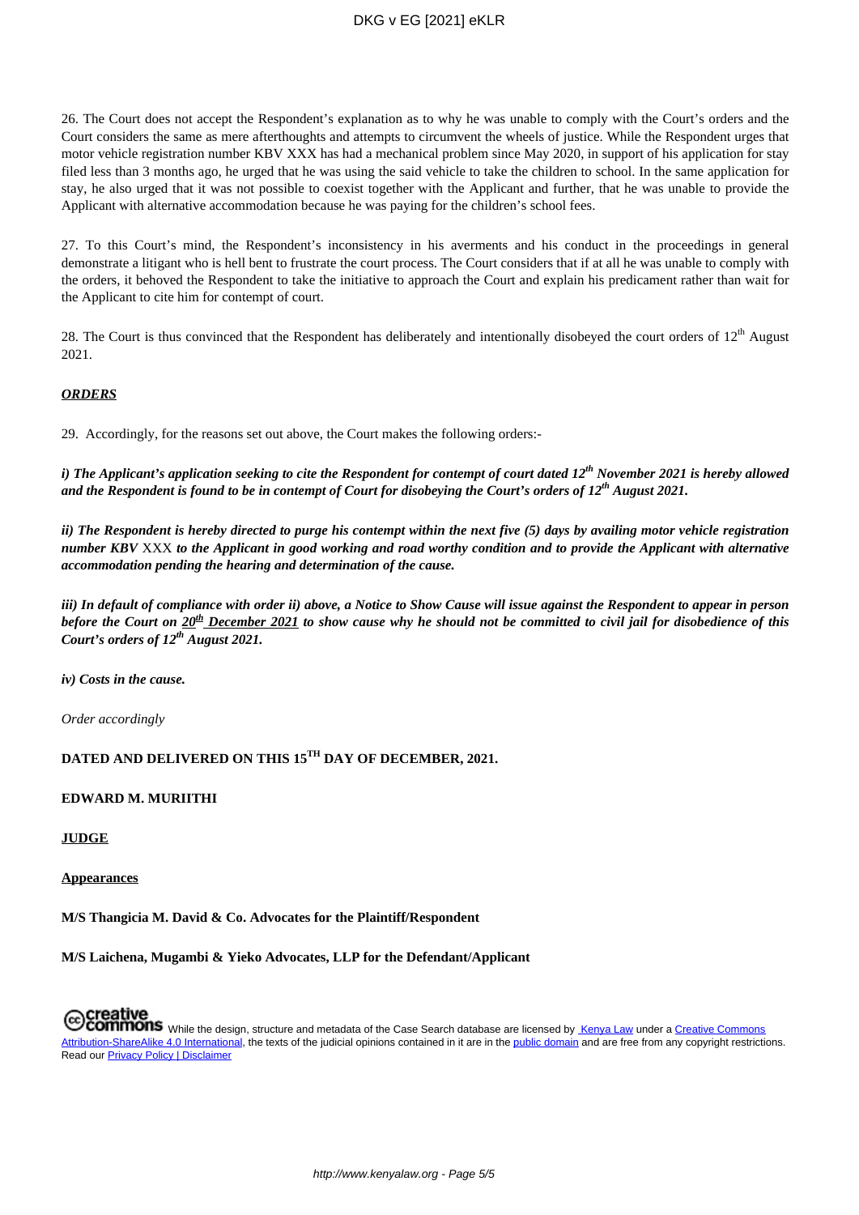26. The Court does not accept the Respondent's explanation as to why he was unable to comply with the Court's orders and the Court considers the same as mere afterthoughts and attempts to circumvent the wheels of justice. While the Respondent urges that motor vehicle registration number KBV XXX has had a mechanical problem since May 2020, in support of his application for stay filed less than 3 months ago, he urged that he was using the said vehicle to take the children to school. In the same application for stay, he also urged that it was not possible to coexist together with the Applicant and further, that he was unable to provide the Applicant with alternative accommodation because he was paying for the children's school fees.

27. To this Court's mind, the Respondent's inconsistency in his averments and his conduct in the proceedings in general demonstrate a litigant who is hell bent to frustrate the court process. The Court considers that if at all he was unable to comply with the orders, it behoved the Respondent to take the initiative to approach the Court and explain his predicament rather than wait for the Applicant to cite him for contempt of court.

28. The Court is thus convinced that the Respondent has deliberately and intentionally disobeyed the court orders of 12th August 2021.

***ORDERS***

29. Accordingly, for the reasons set out above, the Court makes the following orders:-

***i) The Applicant's application seeking to cite the Respondent for contempt of court dated 12th November 2021 is hereby allowed and the Respondent is found to be in contempt of Court for disobeying the Court's orders of 12th August 2021.***

***ii) The Respondent is hereby directed to purge his contempt within the next five (5) days by availing motor vehicle registration number KBV*** XXX ***to the Applicant in good working and road worthy condition and to provide the Applicant with alternative accommodation pending the hearing and determination of the cause.***

***iii) In default of compliance with order ii) above, a Notice to Show Cause will issue against the Respondent to appear in person before the Court on 20th December 2021 to show cause why he should not be committed to civil jail for disobedience of this Court's orders of 12th August 2021.***

***iv) Costs in the cause.***

*Order accordingly*

**DATED AND DELIVERED ON THIS 15TH DAY OF DECEMBER, 2021.**

**EDWARD M. MURIITHI**

**JUDGE**

**Appearances**

**M/S Thangicia M. David & Co. Advocates for the Plaintiff/Respondent**

**M/S Laichena, Mugambi & Yieko Advocates, LLP for the Defendant/Applicant**

While the design, structure and metadata of the Case Search database are licensed by Kenya Law under a Creative Commons Attribution-ShareAlike 4.0 International, the texts of the judicial opinions contained in it are in the public domain and are free from any copyright restrictions. Read our Privacy Policy | Disclaimer